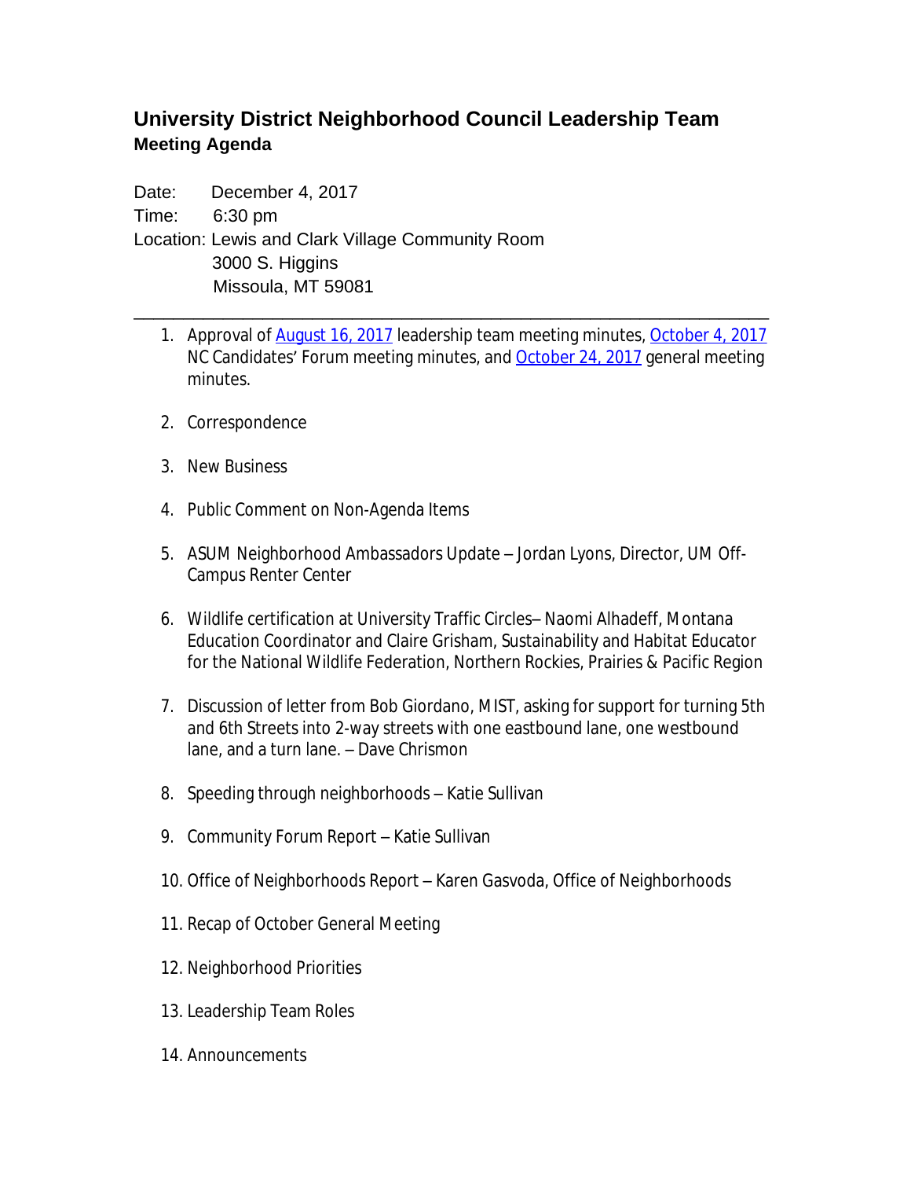# University District Neighborhood Council Leadership Team

## Meeting Agenda

Date: December 4, 2017

Time: 6:30 pm

Location: Lewis and Clark Village Community Room
3000 S. Higgins
Missoula, MT 59081

---

1. Approval of August 16, 2017 leadership team meeting minutes, October 4, 2017 NC Candidates' Forum meeting minutes, and October 24, 2017 general meeting minutes.

2. Correspondence

3. New Business

4. Public Comment on Non-Agenda Items

5. ASUM Neighborhood Ambassadors Update – Jordan Lyons, Director, UM Off-Campus Renter Center

6. Wildlife certification at University Traffic Circles– Naomi Alhadeff, Montana Education Coordinator and Claire Grisham, Sustainability and Habitat Educator for the National Wildlife Federation, Northern Rockies, Prairies & Pacific Region

7. Discussion of letter from Bob Giordano, MIST, asking for support for turning 5th and 6th Streets into 2-way streets with one eastbound lane, one westbound lane, and a turn lane. – Dave Chrismon

8. Speeding through neighborhoods – Katie Sullivan

9. Community Forum Report – Katie Sullivan

10. Office of Neighborhoods Report – Karen Gasvoda, Office of Neighborhoods

11. Recap of October General Meeting

12. Neighborhood Priorities

13. Leadership Team Roles

14. Announcements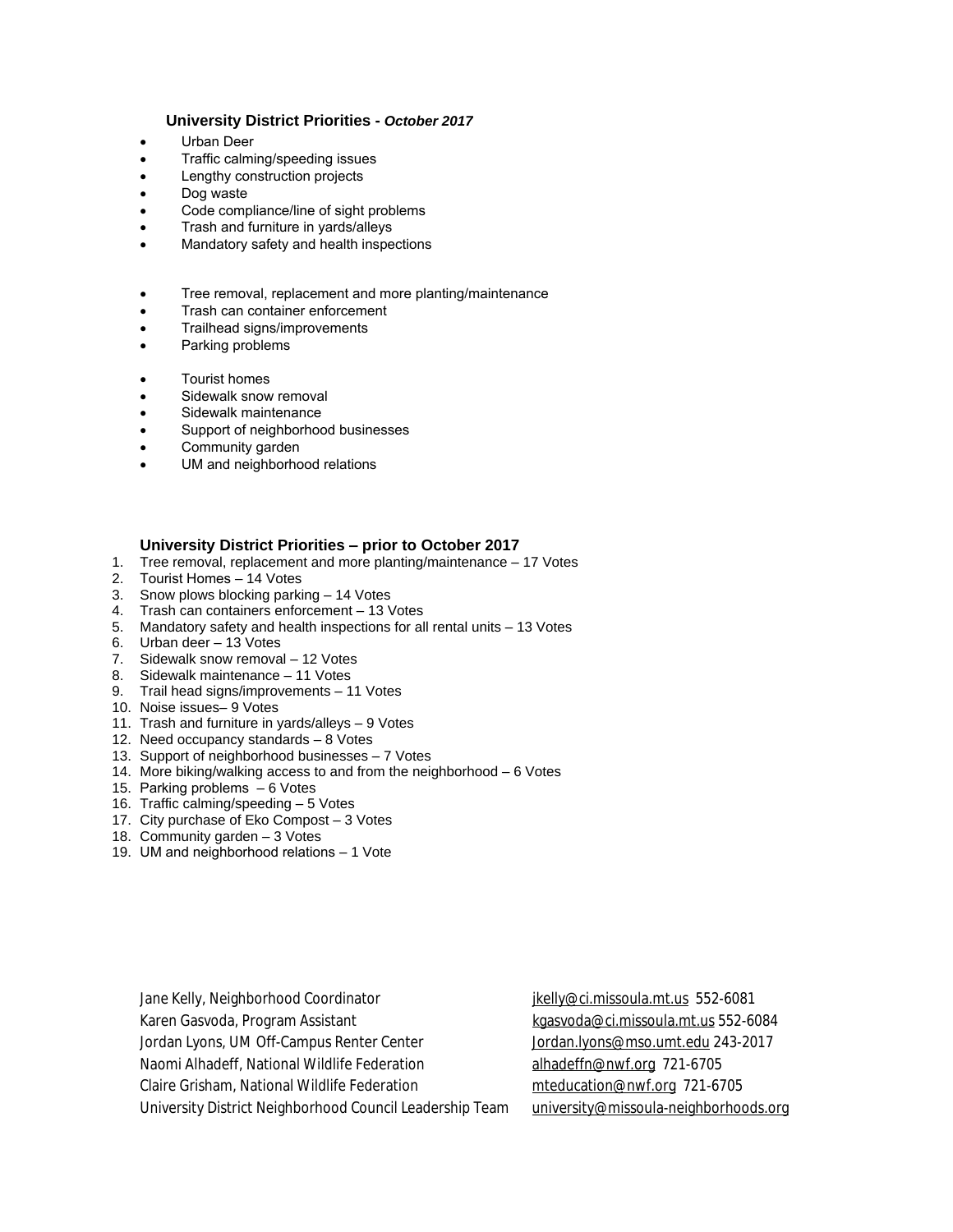### University District Priorities - *October 2017*

- Urban Deer
- Traffic calming/speeding issues
- Lengthy construction projects
- Dog waste
- Code compliance/line of sight problems
- Trash and furniture in yards/alleys
- Mandatory safety and health inspections

- Tree removal, replacement and more planting/maintenance
- Trash can container enforcement
- Trailhead signs/improvements
- Parking problems

- Tourist homes
- Sidewalk snow removal
- Sidewalk maintenance
- Support of neighborhood businesses
- Community garden
- UM and neighborhood relations

### University District Priorities – prior to October 2017

1. Tree removal, replacement and more planting/maintenance – 17 Votes
2. Tourist Homes – 14 Votes
3. Snow plows blocking parking – 14 Votes
4. Trash can containers enforcement – 13 Votes
5. Mandatory safety and health inspections for all rental units – 13 Votes
6. Urban deer – 13 Votes
7. Sidewalk snow removal – 12 Votes
8. Sidewalk maintenance – 11 Votes
9. Trail head signs/improvements – 11 Votes
10. Noise issues– 9 Votes
11. Trash and furniture in yards/alleys – 9 Votes
12. Need occupancy standards – 8 Votes
13. Support of neighborhood businesses – 7 Votes
14. More biking/walking access to and from the neighborhood – 6 Votes
15. Parking problems – 6 Votes
16. Traffic calming/speeding – 5 Votes
17. City purchase of Eko Compost – 3 Votes
18. Community garden – 3 Votes
19. UM and neighborhood relations – 1 Vote

Jane Kelly, Neighborhood Coordinator — jkelly@ci.missoula.mt.us 552-6081
Karen Gasvoda, Program Assistant — kgasvoda@ci.missoula.mt.us 552-6084
Jordan Lyons, UM Off-Campus Renter Center — Jordan.lyons@mso.umt.edu 243-2017
Naomi Alhadeff, National Wildlife Federation — alhadeffn@nwf.org 721-6705
Claire Grisham, National Wildlife Federation — mteducation@nwf.org 721-6705
University District Neighborhood Council Leadership Team — university@missoula-neighborhoods.org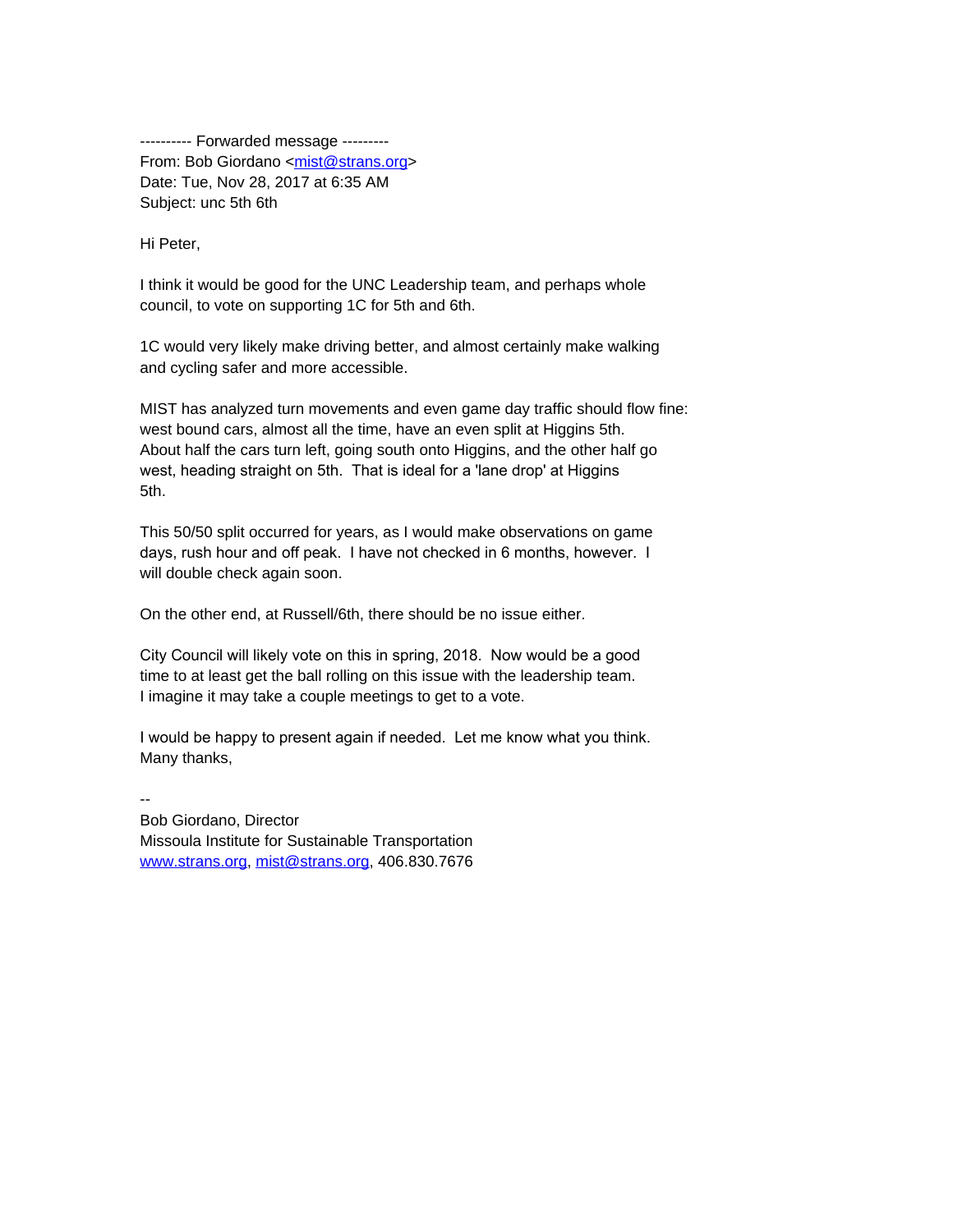---------- Forwarded message ---------
From: Bob Giordano <mist@strans.org>
Date: Tue, Nov 28, 2017 at 6:35 AM
Subject: unc 5th 6th

Hi Peter,

I think it would be good for the UNC Leadership team, and perhaps whole council, to vote on supporting 1C for 5th and 6th.

1C would very likely make driving better, and almost certainly make walking and cycling safer and more accessible.

MIST has analyzed turn movements and even game day traffic should flow fine: west bound cars, almost all the time, have an even split at Higgins 5th. About half the cars turn left, going south onto Higgins, and the other half go west, heading straight on 5th. That is ideal for a 'lane drop' at Higgins 5th.

This 50/50 split occurred for years, as I would make observations on game days, rush hour and off peak. I have not checked in 6 months, however. I will double check again soon.

On the other end, at Russell/6th, there should be no issue either.

City Council will likely vote on this in spring, 2018. Now would be a good time to at least get the ball rolling on this issue with the leadership team. I imagine it may take a couple meetings to get to a vote.

I would be happy to present again if needed. Let me know what you think.
Many thanks,

--
Bob Giordano, Director
Missoula Institute for Sustainable Transportation
www.strans.org, mist@strans.org, 406.830.7676